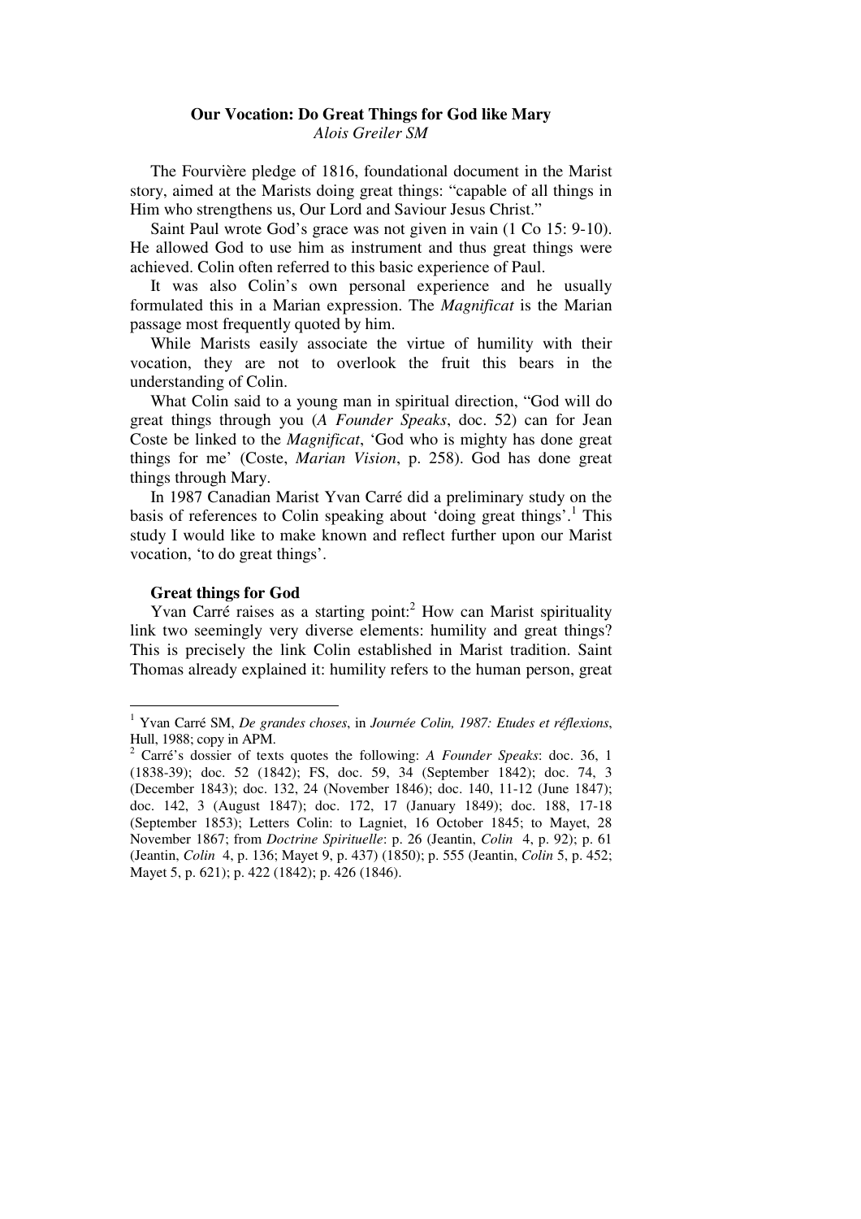# Our Vocation: Do Great Things for God like Mary

*Alois Greiler SM*

The Fourvière pledge of 1816, foundational document in the Marist story, aimed at the Marists doing great things: "capable of all things in Him who strengthens us, Our Lord and Saviour Jesus Christ."

Saint Paul wrote God's grace was not given in vain (1 Co 15: 9-10). He allowed God to use him as instrument and thus great things were achieved. Colin often referred to this basic experience of Paul.

It was also Colin's own personal experience and he usually formulated this in a Marian expression. The *Magnificat* is the Marian passage most frequently quoted by him.

While Marists easily associate the virtue of humility with their vocation, they are not to overlook the fruit this bears in the understanding of Colin.

What Colin said to a young man in spiritual direction, "God will do great things through you (*A Founder Speaks*, doc. 52) can for Jean Coste be linked to the *Magnificat*, 'God who is mighty has done great things for me' (Coste, *Marian Vision*, p. 258). God has done great things through Mary.

In 1987 Canadian Marist Yvan Carré did a preliminary study on the basis of references to Colin speaking about 'doing great things'.[1] This study I would like to make known and reflect further upon our Marist vocation, 'to do great things'.

## Great things for God

Yvan Carré raises as a starting point:[2] How can Marist spirituality link two seemingly very diverse elements: humility and great things? This is precisely the link Colin established in Marist tradition. Saint Thomas already explained it: humility refers to the human person, great

---

[1] Yvan Carré SM, *De grandes choses*, in *Journée Colin, 1987: Etudes et réflexions*, Hull, 1988; copy in APM.

[2] Carré's dossier of texts quotes the following: *A Founder Speaks*: doc. 36, 1 (1838-39); doc. 52 (1842); FS, doc. 59, 34 (September 1842); doc. 74, 3 (December 1843); doc. 132, 24 (November 1846); doc. 140, 11-12 (June 1847); doc. 142, 3 (August 1847); doc. 172, 17 (January 1849); doc. 188, 17-18 (September 1853); Letters Colin: to Lagniet, 16 October 1845; to Mayet, 28 November 1867; from *Doctrine Spirituelle*: p. 26 (Jeantin, *Colin* 4, p. 92); p. 61 (Jeantin, *Colin* 4, p. 136; Mayet 9, p. 437) (1850); p. 555 (Jeantin, *Colin* 5, p. 452; Mayet 5, p. 621); p. 422 (1842); p. 426 (1846).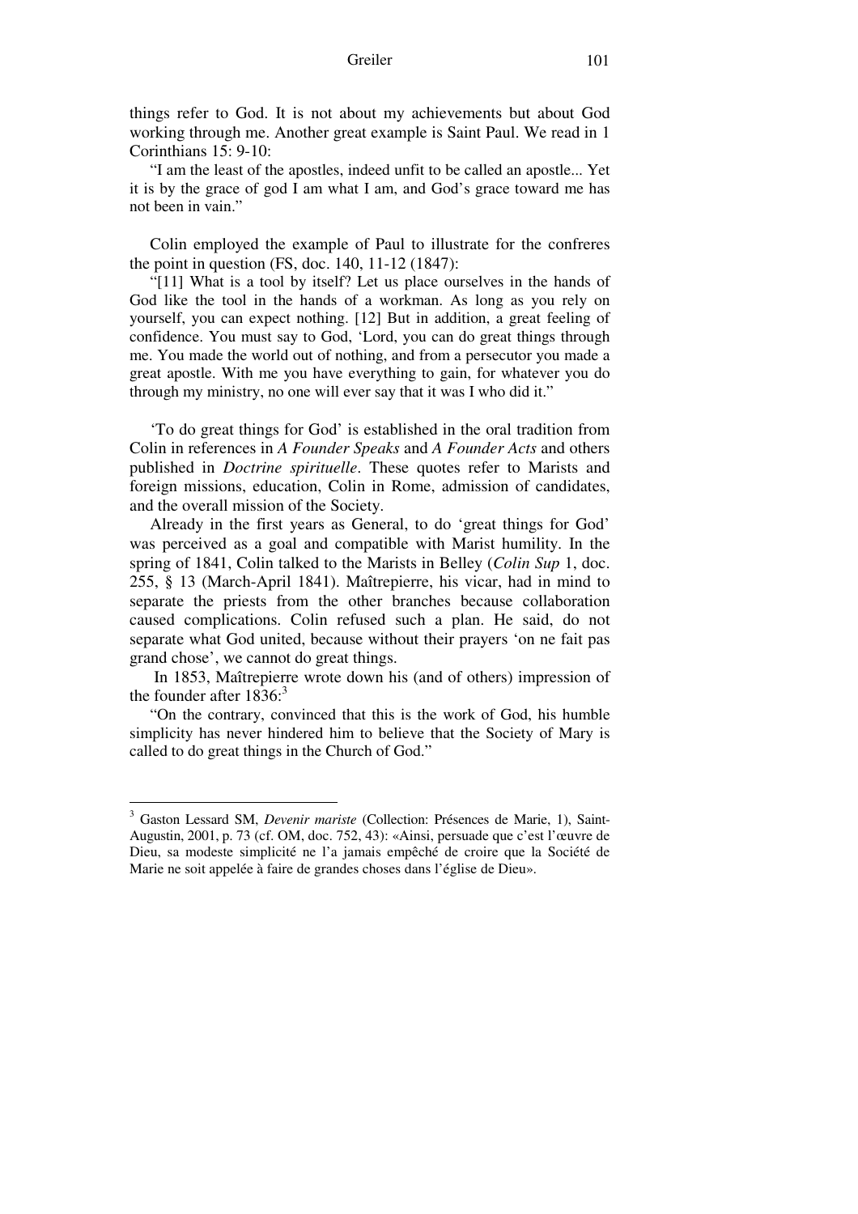things refer to God. It is not about my achievements but about God working through me. Another great example is Saint Paul. We read in 1 Corinthians 15: 9-10:

"I am the least of the apostles, indeed unfit to be called an apostle... Yet it is by the grace of god I am what I am, and God's grace toward me has not been in vain."

Colin employed the example of Paul to illustrate for the confreres the point in question (FS, doc. 140, 11-12 (1847):

"[11] What is a tool by itself? Let us place ourselves in the hands of God like the tool in the hands of a workman. As long as you rely on yourself, you can expect nothing. [12] But in addition, a great feeling of confidence. You must say to God, 'Lord, you can do great things through me. You made the world out of nothing, and from a persecutor you made a great apostle. With me you have everything to gain, for whatever you do through my ministry, no one will ever say that it was I who did it."

'To do great things for God' is established in the oral tradition from Colin in references in *A Founder Speaks* and *A Founder Acts* and others published in *Doctrine spirituelle*. These quotes refer to Marists and foreign missions, education, Colin in Rome, admission of candidates, and the overall mission of the Society.

Already in the first years as General, to do 'great things for God' was perceived as a goal and compatible with Marist humility. In the spring of 1841, Colin talked to the Marists in Belley (*Colin Sup* 1, doc. 255, § 13 (March-April 1841). Maîtrepierre, his vicar, had in mind to separate the priests from the other branches because collaboration caused complications. Colin refused such a plan. He said, do not separate what God united, because without their prayers 'on ne fait pas grand chose', we cannot do great things.

In 1853, Maîtrepierre wrote down his (and of others) impression of the founder after 1836:[3]

"On the contrary, convinced that this is the work of God, his humble simplicity has never hindered him to believe that the Society of Mary is called to do great things in the Church of God."

---

[3] Gaston Lessard SM, *Devenir mariste* (Collection: Présences de Marie, 1), Saint-Augustin, 2001, p. 73 (cf. OM, doc. 752, 43): «Ainsi, persuade que c'est l'œuvre de Dieu, sa modeste simplicité ne l'a jamais empêché de croire que la Société de Marie ne soit appelée à faire de grandes choses dans l'église de Dieu».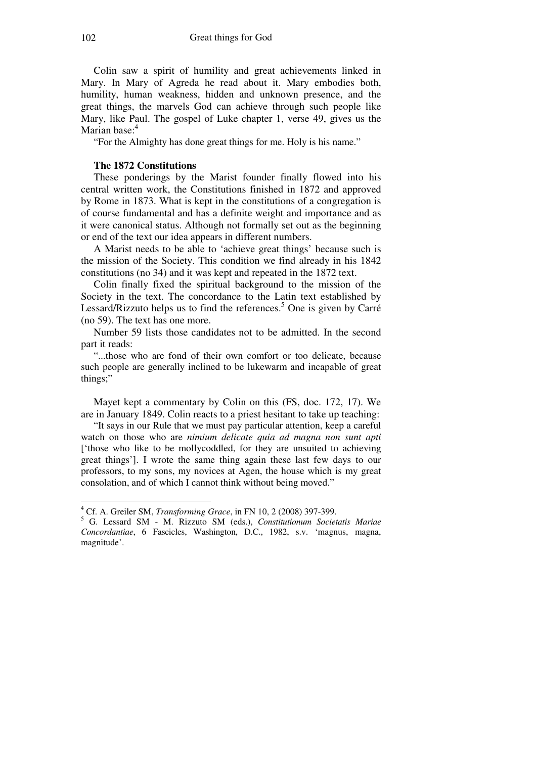Colin saw a spirit of humility and great achievements linked in Mary. In Mary of Agreda he read about it. Mary embodies both, humility, human weakness, hidden and unknown presence, and the great things, the marvels God can achieve through such people like Mary, like Paul. The gospel of Luke chapter 1, verse 49, gives us the Marian base:[4]

"For the Almighty has done great things for me. Holy is his name."

### The 1872 Constitutions

These ponderings by the Marist founder finally flowed into his central written work, the Constitutions finished in 1872 and approved by Rome in 1873. What is kept in the constitutions of a congregation is of course fundamental and has a definite weight and importance and as it were canonical status. Although not formally set out as the beginning or end of the text our idea appears in different numbers.

A Marist needs to be able to 'achieve great things' because such is the mission of the Society. This condition we find already in his 1842 constitutions (no 34) and it was kept and repeated in the 1872 text.

Colin finally fixed the spiritual background to the mission of the Society in the text. The concordance to the Latin text established by Lessard/Rizzuto helps us to find the references.[5] One is given by Carré (no 59). The text has one more.

Number 59 lists those candidates not to be admitted. In the second part it reads:

"...those who are fond of their own comfort or too delicate, because such people are generally inclined to be lukewarm and incapable of great things;"

Mayet kept a commentary by Colin on this (FS, doc. 172, 17). We are in January 1849. Colin reacts to a priest hesitant to take up teaching:

"It says in our Rule that we must pay particular attention, keep a careful watch on those who are *nimium delicate quia ad magna non sunt apti* ['those who like to be mollycoddled, for they are unsuited to achieving great things']. I wrote the same thing again these last few days to our professors, to my sons, my novices at Agen, the house which is my great consolation, and of which I cannot think without being moved."

---

[4] Cf. A. Greiler SM, *Transforming Grace*, in FN 10, 2 (2008) 397-399.

[5] G. Lessard SM - M. Rizzuto SM (eds.), *Constitutionum Societatis Mariae Concordantiae*, 6 Fascicles, Washington, D.C., 1982, s.v. 'magnus, magna, magnitude'.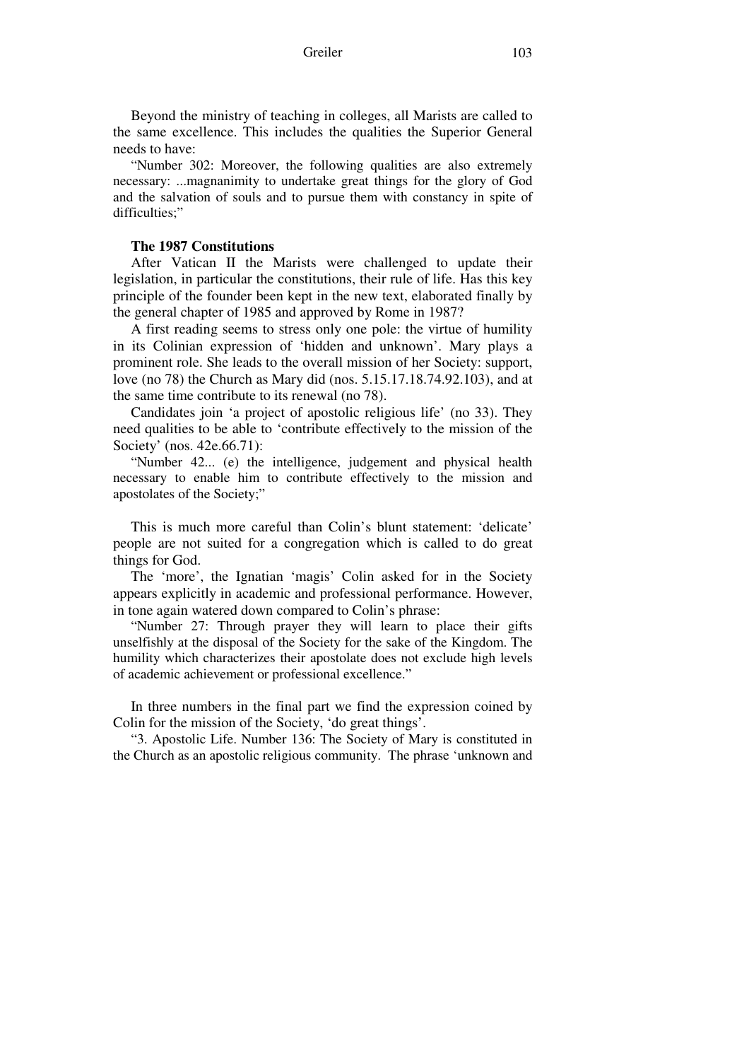Beyond the ministry of teaching in colleges, all Marists are called to the same excellence. This includes the qualities the Superior General needs to have:

"Number 302: Moreover, the following qualities are also extremely necessary: ...magnanimity to undertake great things for the glory of God and the salvation of souls and to pursue them with constancy in spite of difficulties;"

**The 1987 Constitutions**

After Vatican II the Marists were challenged to update their legislation, in particular the constitutions, their rule of life. Has this key principle of the founder been kept in the new text, elaborated finally by the general chapter of 1985 and approved by Rome in 1987?

A first reading seems to stress only one pole: the virtue of humility in its Colinian expression of 'hidden and unknown'. Mary plays a prominent role. She leads to the overall mission of her Society: support, love (no 78) the Church as Mary did (nos. 5.15.17.18.74.92.103), and at the same time contribute to its renewal (no 78).

Candidates join 'a project of apostolic religious life' (no 33). They need qualities to be able to 'contribute effectively to the mission of the Society' (nos. 42e.66.71):

"Number 42... (e) the intelligence, judgement and physical health necessary to enable him to contribute effectively to the mission and apostolates of the Society;"

This is much more careful than Colin's blunt statement: 'delicate' people are not suited for a congregation which is called to do great things for God.

The 'more', the Ignatian 'magis' Colin asked for in the Society appears explicitly in academic and professional performance. However, in tone again watered down compared to Colin's phrase:

"Number 27: Through prayer they will learn to place their gifts unselfishly at the disposal of the Society for the sake of the Kingdom. The humility which characterizes their apostolate does not exclude high levels of academic achievement or professional excellence."

In three numbers in the final part we find the expression coined by Colin for the mission of the Society, 'do great things'.

"3. Apostolic Life. Number 136: The Society of Mary is constituted in the Church as an apostolic religious community. The phrase 'unknown and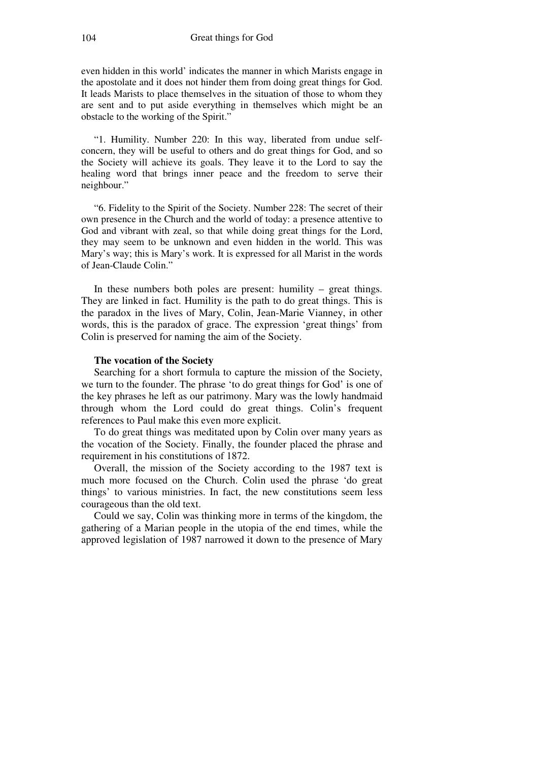even hidden in this world' indicates the manner in which Marists engage in the apostolate and it does not hinder them from doing great things for God. It leads Marists to place themselves in the situation of those to whom they are sent and to put aside everything in themselves which might be an obstacle to the working of the Spirit."

"1. Humility. Number 220: In this way, liberated from undue self-concern, they will be useful to others and do great things for God, and so the Society will achieve its goals. They leave it to the Lord to say the healing word that brings inner peace and the freedom to serve their neighbour."

"6. Fidelity to the Spirit of the Society. Number 228: The secret of their own presence in the Church and the world of today: a presence attentive to God and vibrant with zeal, so that while doing great things for the Lord, they may seem to be unknown and even hidden in the world. This was Mary's way; this is Mary's work. It is expressed for all Marist in the words of Jean-Claude Colin."

In these numbers both poles are present: humility – great things. They are linked in fact. Humility is the path to do great things. This is the paradox in the lives of Mary, Colin, Jean-Marie Vianney, in other words, this is the paradox of grace. The expression 'great things' from Colin is preserved for naming the aim of the Society.

**The vocation of the Society**

Searching for a short formula to capture the mission of the Society, we turn to the founder. The phrase 'to do great things for God' is one of the key phrases he left as our patrimony. Mary was the lowly handmaid through whom the Lord could do great things. Colin's frequent references to Paul make this even more explicit.

To do great things was meditated upon by Colin over many years as the vocation of the Society. Finally, the founder placed the phrase and requirement in his constitutions of 1872.

Overall, the mission of the Society according to the 1987 text is much more focused on the Church. Colin used the phrase 'do great things' to various ministries. In fact, the new constitutions seem less courageous than the old text.

Could we say, Colin was thinking more in terms of the kingdom, the gathering of a Marian people in the utopia of the end times, while the approved legislation of 1987 narrowed it down to the presence of Mary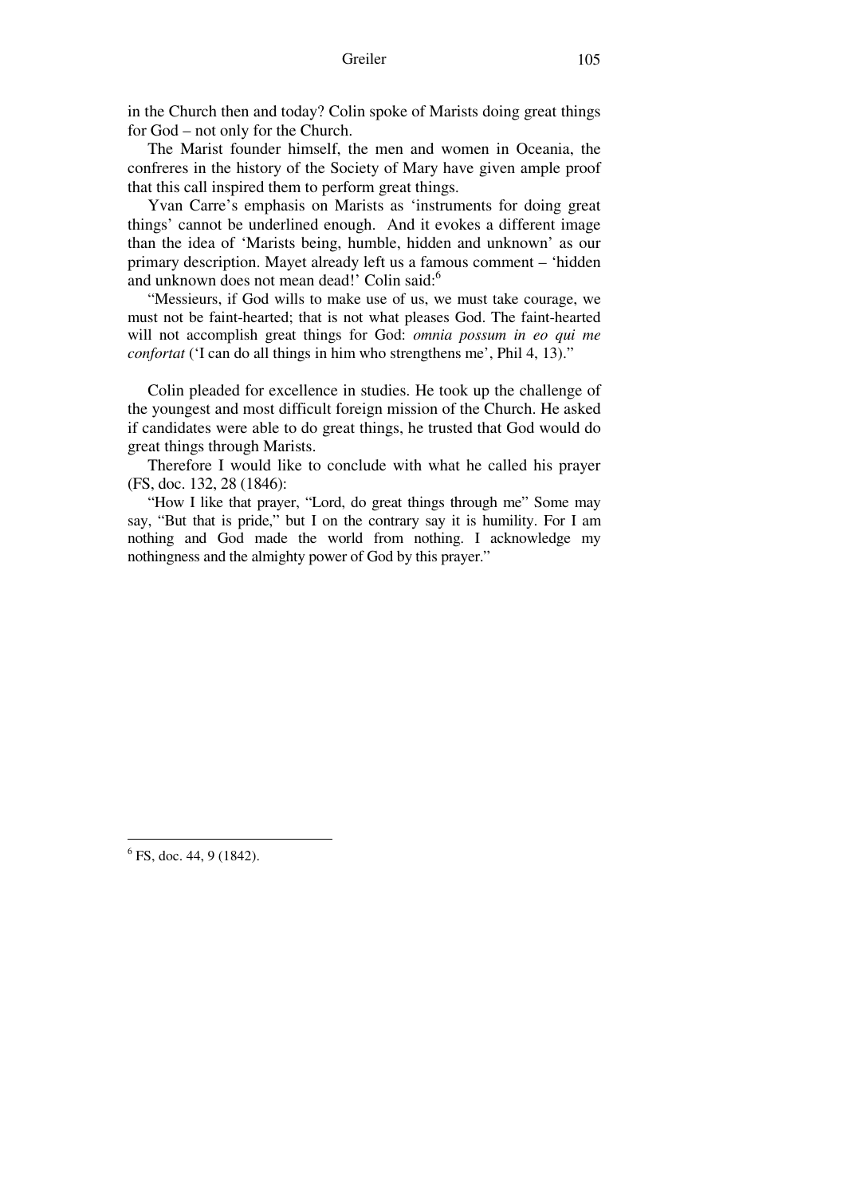in the Church then and today? Colin spoke of Marists doing great things for God – not only for the Church.

The Marist founder himself, the men and women in Oceania, the confreres in the history of the Society of Mary have given ample proof that this call inspired them to perform great things.

Yvan Carre's emphasis on Marists as 'instruments for doing great things' cannot be underlined enough. And it evokes a different image than the idea of 'Marists being, humble, hidden and unknown' as our primary description. Mayet already left us a famous comment – 'hidden and unknown does not mean dead!' Colin said:[6]

"Messieurs, if God wills to make use of us, we must take courage, we must not be faint-hearted; that is not what pleases God. The faint-hearted will not accomplish great things for God: *omnia possum in eo qui me confortat* ('I can do all things in him who strengthens me', Phil 4, 13)."

Colin pleaded for excellence in studies. He took up the challenge of the youngest and most difficult foreign mission of the Church. He asked if candidates were able to do great things, he trusted that God would do great things through Marists.

Therefore I would like to conclude with what he called his prayer (FS, doc. 132, 28 (1846):

"How I like that prayer, "Lord, do great things through me" Some may say, "But that is pride," but I on the contrary say it is humility. For I am nothing and God made the world from nothing. I acknowledge my nothingness and the almighty power of God by this prayer."

---

[6] FS, doc. 44, 9 (1842).